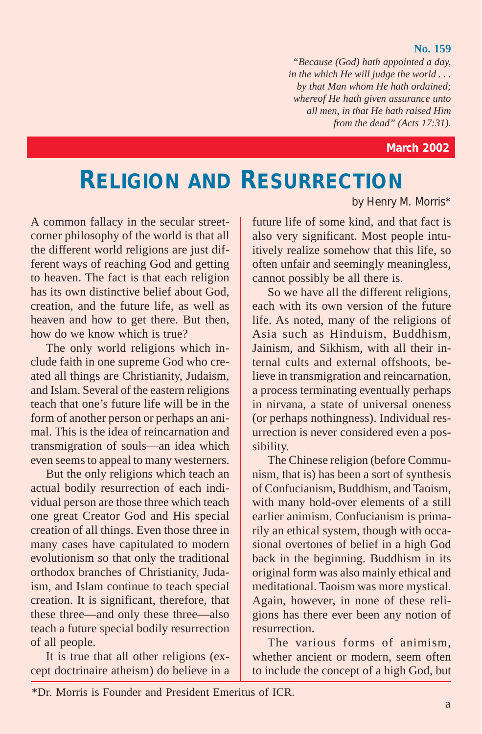**No. 159**

*"Because (God) hath appointed a day, in the which He will judge the world . . . by that Man whom He hath ordained; whereof He hath given assurance unto all men, in that He hath raised Him from the dead" (Acts 17:31).*

**March 2002**

# Religion and Resurrection

by Henry M. Morris*

A common fallacy in the secular street-corner philosophy of the world is that all the different world religions are just different ways of reaching God and getting to heaven. The fact is that each religion has its own distinctive belief about God, creation, and the future life, as well as heaven and how to get there. But then, how do we know which is true?

The only world religions which include faith in one supreme God who created all things are Christianity, Judaism, and Islam. Several of the eastern religions teach that one's future life will be in the form of another person or perhaps an animal. This is the idea of reincarnation and transmigration of souls—an idea which even seems to appeal to many westerners.

But the only religions which teach an actual bodily resurrection of each individual person are those three which teach one great Creator God and His special creation of all things. Even those three in many cases have capitulated to modern evolutionism so that only the traditional orthodox branches of Christianity, Judaism, and Islam continue to teach special creation. It is significant, therefore, that these three—and only these three—also teach a future special bodily resurrection of all people.

It is true that all other religions (except doctrinaire atheism) do believe in a future life of some kind, and that fact is also very significant. Most people intuitively realize somehow that this life, so often unfair and seemingly meaningless, cannot possibly be all there is.

So we have all the different religions, each with its own version of the future life. As noted, many of the religions of Asia such as Hinduism, Buddhism, Jainism, and Sikhism, with all their internal cults and external offshoots, believe in transmigration and reincarnation, a process terminating eventually perhaps in nirvana, a state of universal oneness (or perhaps nothingness). Individual resurrection is never considered even a possibility.

The Chinese religion (before Communism, that is) has been a sort of synthesis of Confucianism, Buddhism, and Taoism, with many hold-over elements of a still earlier animism. Confucianism is primarily an ethical system, though with occasional overtones of belief in a high God back in the beginning. Buddhism in its original form was also mainly ethical and meditational. Taoism was more mystical. Again, however, in none of these religions has there ever been any notion of resurrection.

The various forms of animism, whether ancient or modern, seem often to include the concept of a high God, but

*Dr. Morris is Founder and President Emeritus of ICR.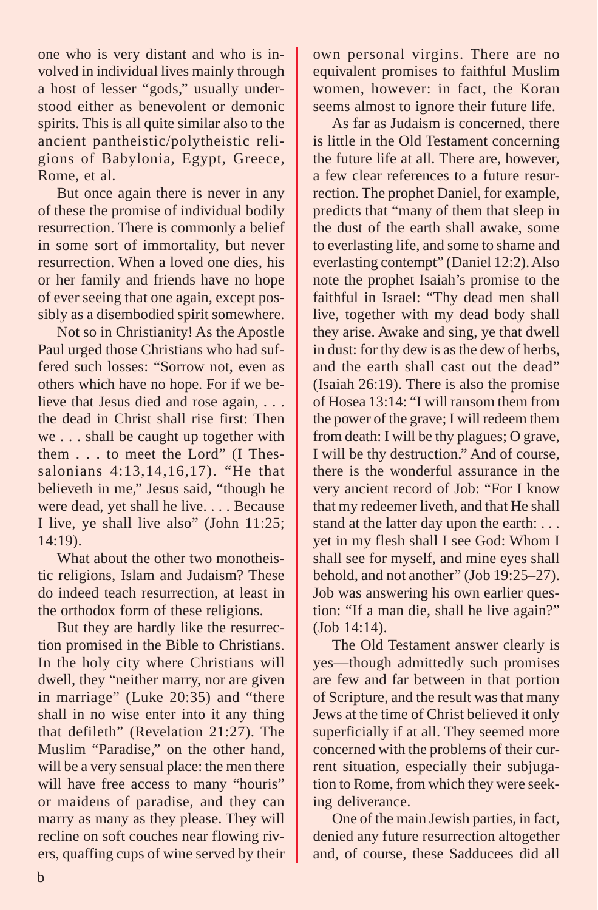one who is very distant and who is involved in individual lives mainly through a host of lesser "gods," usually understood either as benevolent or demonic spirits. This is all quite similar also to the ancient pantheistic/polytheistic religions of Babylonia, Egypt, Greece, Rome, et al.

But once again there is never in any of these the promise of individual bodily resurrection. There is commonly a belief in some sort of immortality, but never resurrection. When a loved one dies, his or her family and friends have no hope of ever seeing that one again, except possibly as a disembodied spirit somewhere.

Not so in Christianity! As the Apostle Paul urged those Christians who had suffered such losses: "Sorrow not, even as others which have no hope. For if we believe that Jesus died and rose again, . . . the dead in Christ shall rise first: Then we . . . shall be caught up together with them . . . to meet the Lord" (I Thessalonians 4:13,14,16,17). "He that believeth in me," Jesus said, "though he were dead, yet shall he live. . . . Because I live, ye shall live also" (John 11:25; 14:19).

What about the other two monotheistic religions, Islam and Judaism? These do indeed teach resurrection, at least in the orthodox form of these religions.

But they are hardly like the resurrection promised in the Bible to Christians. In the holy city where Christians will dwell, they "neither marry, nor are given in marriage" (Luke 20:35) and "there shall in no wise enter into it any thing that defileth" (Revelation 21:27). The Muslim "Paradise," on the other hand, will be a very sensual place: the men there will have free access to many "houris" or maidens of paradise, and they can marry as many as they please. They will recline on soft couches near flowing rivers, quaffing cups of wine served by their own personal virgins. There are no equivalent promises to faithful Muslim women, however: in fact, the Koran seems almost to ignore their future life.

As far as Judaism is concerned, there is little in the Old Testament concerning the future life at all. There are, however, a few clear references to a future resurrection. The prophet Daniel, for example, predicts that "many of them that sleep in the dust of the earth shall awake, some to everlasting life, and some to shame and everlasting contempt" (Daniel 12:2). Also note the prophet Isaiah's promise to the faithful in Israel: "Thy dead men shall live, together with my dead body shall they arise. Awake and sing, ye that dwell in dust: for thy dew is as the dew of herbs, and the earth shall cast out the dead" (Isaiah 26:19). There is also the promise of Hosea 13:14: "I will ransom them from the power of the grave; I will redeem them from death: I will be thy plagues; O grave, I will be thy destruction." And of course, there is the wonderful assurance in the very ancient record of Job: "For I know that my redeemer liveth, and that He shall stand at the latter day upon the earth: . . . yet in my flesh shall I see God: Whom I shall see for myself, and mine eyes shall behold, and not another" (Job 19:25–27). Job was answering his own earlier question: "If a man die, shall he live again?" (Job 14:14).

The Old Testament answer clearly is yes—though admittedly such promises are few and far between in that portion of Scripture, and the result was that many Jews at the time of Christ believed it only superficially if at all. They seemed more concerned with the problems of their current situation, especially their subjugation to Rome, from which they were seeking deliverance.

One of the main Jewish parties, in fact, denied any future resurrection altogether and, of course, these Sadducees did all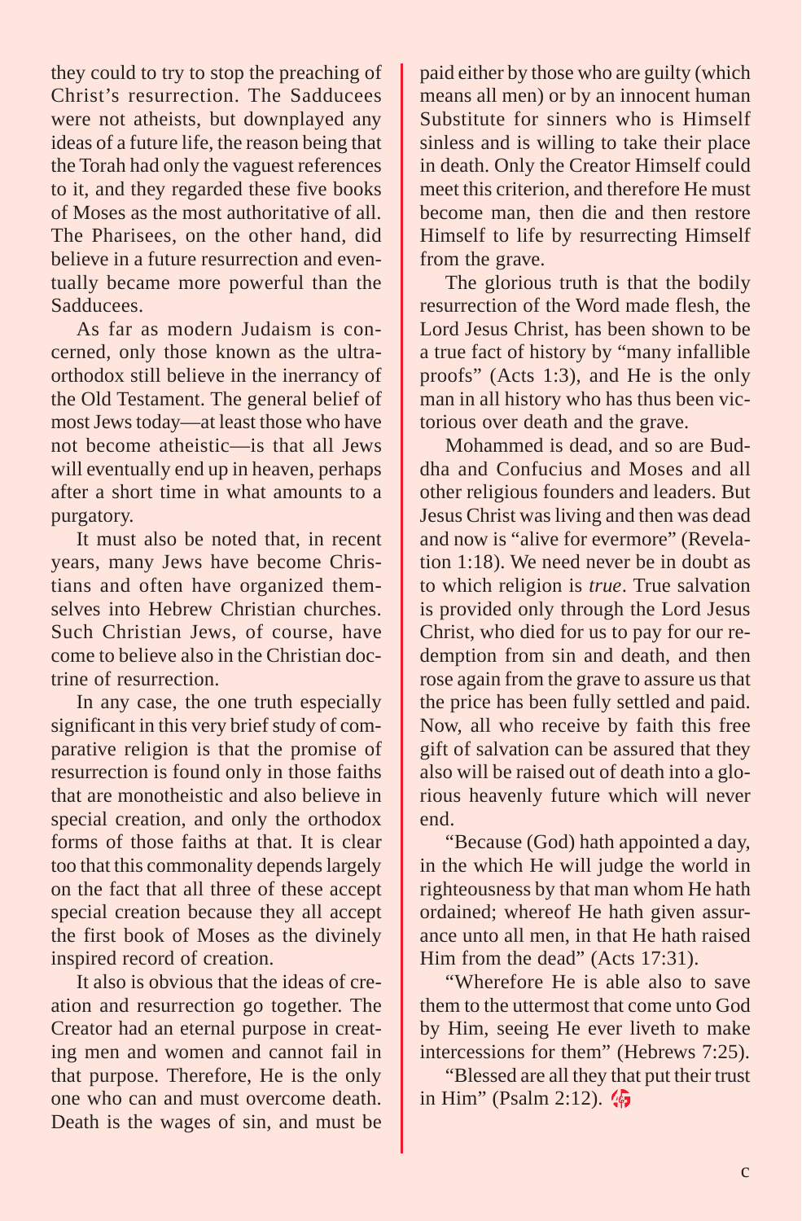they could to try to stop the preaching of Christ's resurrection. The Sadducees were not atheists, but downplayed any ideas of a future life, the reason being that the Torah had only the vaguest references to it, and they regarded these five books of Moses as the most authoritative of all. The Pharisees, on the other hand, did believe in a future resurrection and eventually became more powerful than the Sadducees.

As far as modern Judaism is concerned, only those known as the ultra-orthodox still believe in the inerrancy of the Old Testament. The general belief of most Jews today—at least those who have not become atheistic—is that all Jews will eventually end up in heaven, perhaps after a short time in what amounts to a purgatory.

It must also be noted that, in recent years, many Jews have become Christians and often have organized themselves into Hebrew Christian churches. Such Christian Jews, of course, have come to believe also in the Christian doctrine of resurrection.

In any case, the one truth especially significant in this very brief study of comparative religion is that the promise of resurrection is found only in those faiths that are monotheistic and also believe in special creation, and only the orthodox forms of those faiths at that. It is clear too that this commonality depends largely on the fact that all three of these accept special creation because they all accept the first book of Moses as the divinely inspired record of creation.

It also is obvious that the ideas of creation and resurrection go together. The Creator had an eternal purpose in creating men and women and cannot fail in that purpose. Therefore, He is the only one who can and must overcome death. Death is the wages of sin, and must be paid either by those who are guilty (which means all men) or by an innocent human Substitute for sinners who is Himself sinless and is willing to take their place in death. Only the Creator Himself could meet this criterion, and therefore He must become man, then die and then restore Himself to life by resurrecting Himself from the grave.

The glorious truth is that the bodily resurrection of the Word made flesh, the Lord Jesus Christ, has been shown to be a true fact of history by "many infallible proofs" (Acts 1:3), and He is the only man in all history who has thus been victorious over death and the grave.

Mohammed is dead, and so are Buddha and Confucius and Moses and all other religious founders and leaders. But Jesus Christ was living and then was dead and now is "alive for evermore" (Revelation 1:18). We need never be in doubt as to which religion is *true*. True salvation is provided only through the Lord Jesus Christ, who died for us to pay for our redemption from sin and death, and then rose again from the grave to assure us that the price has been fully settled and paid. Now, all who receive by faith this free gift of salvation can be assured that they also will be raised out of death into a glorious heavenly future which will never end.

"Because (God) hath appointed a day, in the which He will judge the world in righteousness by that man whom He hath ordained; whereof He hath given assurance unto all men, in that He hath raised Him from the dead" (Acts 17:31).

"Wherefore He is able also to save them to the uttermost that come unto God by Him, seeing He ever liveth to make intercessions for them" (Hebrews 7:25).

"Blessed are all they that put their trust in Him" (Psalm 2:12).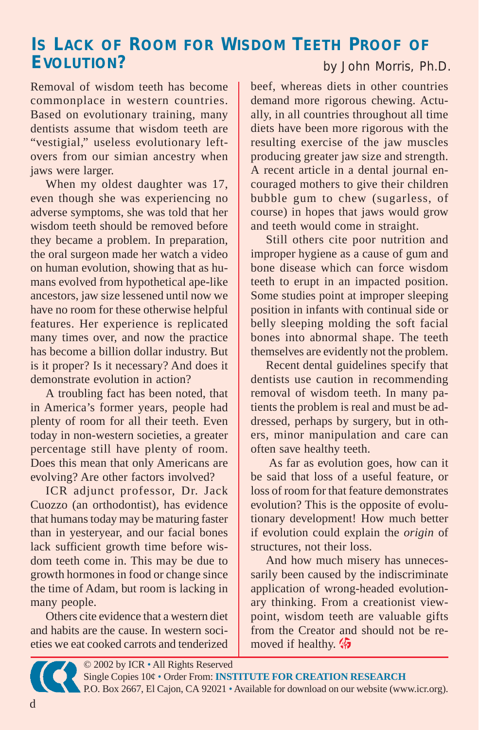# Is Lack of Room for Wisdom Teeth Proof of Evolution?

by John Morris, Ph.D.

Removal of wisdom teeth has become commonplace in western countries. Based on evolutionary training, many dentists assume that wisdom teeth are "vestigial," useless evolutionary leftovers from our simian ancestry when jaws were larger.

When my oldest daughter was 17, even though she was experiencing no adverse symptoms, she was told that her wisdom teeth should be removed before they became a problem. In preparation, the oral surgeon made her watch a video on human evolution, showing that as humans evolved from hypothetical ape-like ancestors, jaw size lessened until now we have no room for these otherwise helpful features. Her experience is replicated many times over, and now the practice has become a billion dollar industry. But is it proper? Is it necessary? And does it demonstrate evolution in action?

A troubling fact has been noted, that in America's former years, people had plenty of room for all their teeth. Even today in non-western societies, a greater percentage still have plenty of room. Does this mean that only Americans are evolving? Are other factors involved?

ICR adjunct professor, Dr. Jack Cuozzo (an orthodontist), has evidence that humans today may be maturing faster than in yesteryear, and our facial bones lack sufficient growth time before wisdom teeth come in. This may be due to growth hormones in food or change since the time of Adam, but room is lacking in many people.

Others cite evidence that a western diet and habits are the cause. In western societies we eat cooked carrots and tenderized beef, whereas diets in other countries demand more rigorous chewing. Actually, in all countries throughout all time diets have been more rigorous with the resulting exercise of the jaw muscles producing greater jaw size and strength. A recent article in a dental journal encouraged mothers to give their children bubble gum to chew (sugarless, of course) in hopes that jaws would grow and teeth would come in straight.

Still others cite poor nutrition and improper hygiene as a cause of gum and bone disease which can force wisdom teeth to erupt in an impacted position. Some studies point at improper sleeping position in infants with continual side or belly sleeping molding the soft facial bones into abnormal shape. The teeth themselves are evidently not the problem.

Recent dental guidelines specify that dentists use caution in recommending removal of wisdom teeth. In many patients the problem is real and must be addressed, perhaps by surgery, but in others, minor manipulation and care can often save healthy teeth.

As far as evolution goes, how can it be said that loss of a useful feature, or loss of room for that feature demonstrates evolution? This is the opposite of evolutionary development! How much better if evolution could explain the *origin* of structures, not their loss.

And how much misery has unnecessarily been caused by the indiscriminate application of wrong-headed evolutionary thinking. From a creationist viewpoint, wisdom teeth are valuable gifts from the Creator and should not be removed if healthy.

© 2002 by ICR • All Rights Reserved
Single Copies 10¢ • Order From: **INSTITUTE FOR CREATION RESEARCH**
P.O. Box 2667, El Cajon, CA 92021 • Available for download on our website (www.icr.org).

d